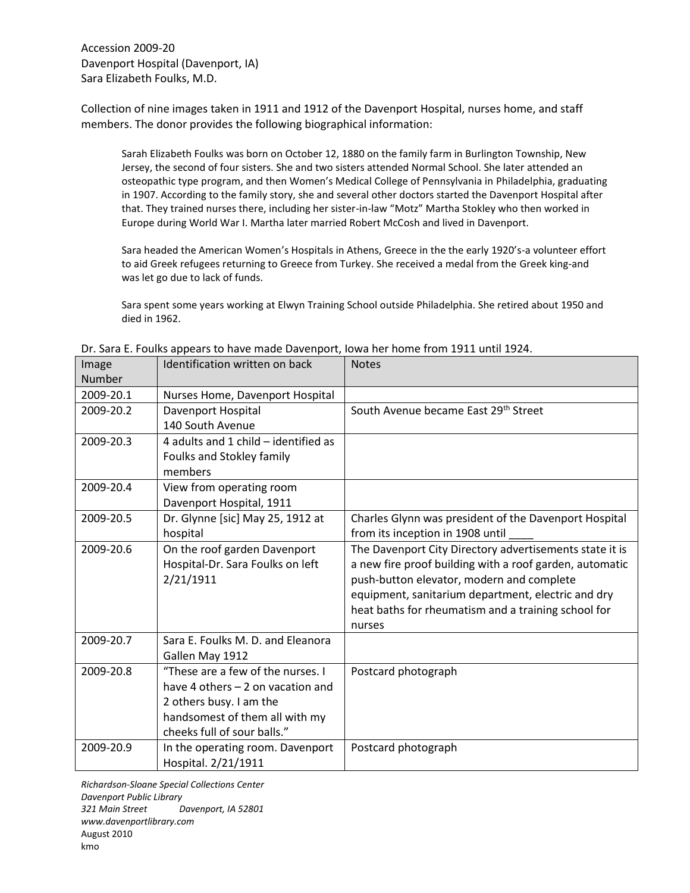Accession 2009-20
Davenport Hospital (Davenport, IA)
Sara Elizabeth Foulks, M.D.

Collection of nine images taken in 1911 and 1912 of the Davenport Hospital, nurses home, and staff members. The donor provides the following biographical information:

> Sarah Elizabeth Foulks was born on October 12, 1880 on the family farm in Burlington Township, New Jersey, the second of four sisters. She and two sisters attended Normal School. She later attended an osteopathic type program, and then Women's Medical College of Pennsylvania in Philadelphia, graduating in 1907. According to the family story, she and several other doctors started the Davenport Hospital after that. They trained nurses there, including her sister-in-law "Motz" Martha Stokley who then worked in Europe during World War I. Martha later married Robert McCosh and lived in Davenport.
>
> Sara headed the American Women's Hospitals in Athens, Greece in the the early 1920's-a volunteer effort to aid Greek refugees returning to Greece from Turkey. She received a medal from the Greek king-and was let go due to lack of funds.
>
> Sara spent some years working at Elwyn Training School outside Philadelphia. She retired about 1950 and died in 1962.

Dr. Sara E. Foulks appears to have made Davenport, Iowa her home from 1911 until 1924.

| Image Number | Identification written on back | Notes |
|---|---|---|
| 2009-20.1 | Nurses Home, Davenport Hospital | |
| 2009-20.2 | Davenport Hospital 140 South Avenue | South Avenue became East 29th Street |
| 2009-20.3 | 4 adults and 1 child – identified as Foulks and Stokley family members | |
| 2009-20.4 | View from operating room Davenport Hospital, 1911 | |
| 2009-20.5 | Dr. Glynne [sic] May 25, 1912 at hospital | Charles Glynn was president of the Davenport Hospital from its inception in 1908 until ____ |
| 2009-20.6 | On the roof garden Davenport Hospital-Dr. Sara Foulks on left 2/21/1911 | The Davenport City Directory advertisements state it is a new fire proof building with a roof garden, automatic push-button elevator, modern and complete equipment, sanitarium department, electric and dry heat baths for rheumatism and a training school for nurses |
| 2009-20.7 | Sara E. Foulks M. D. and Eleanora Gallen May 1912 | |
| 2009-20.8 | "These are a few of the nurses. I have 4 others – 2 on vacation and 2 others busy. I am the handsomest of them all with my cheeks full of sour balls." | Postcard photograph |
| 2009-20.9 | In the operating room. Davenport Hospital. 2/21/1911 | Postcard photograph |

*Richardson-Sloane Special Collections Center*
*Davenport Public Library*
*321 Main Street Davenport, IA 52801*
*www.davenportlibrary.com*
August 2010
kmo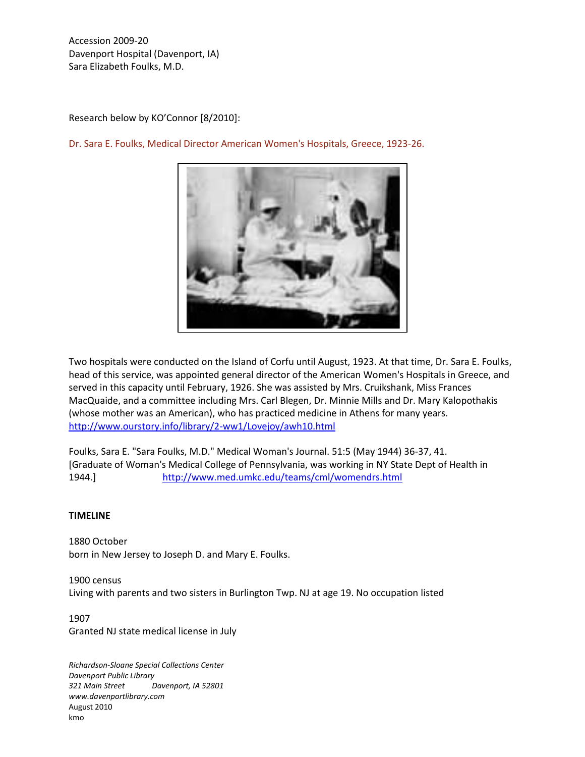Accession 2009-20
Davenport Hospital (Davenport, IA)
Sara Elizabeth Foulks, M.D.

Research below by KO'Connor [8/2010]:

Dr. Sara E. Foulks, Medical Director American Women's Hospitals, Greece, 1923-26.

Two hospitals were conducted on the Island of Corfu until August, 1923. At that time, Dr. Sara E. Foulks, head of this service, was appointed general director of the American Women's Hospitals in Greece, and served in this capacity until February, 1926. She was assisted by Mrs. Cruikshank, Miss Frances MacQuaide, and a committee including Mrs. Carl Blegen, Dr. Minnie Mills and Dr. Mary Kalopothakis (whose mother was an American), who has practiced medicine in Athens for many years.
http://www.ourstory.info/library/2-ww1/Lovejoy/awh10.html

Foulks, Sara E. "Sara Foulks, M.D." Medical Woman's Journal. 51:5 (May 1944) 36-37, 41.
[Graduate of Woman's Medical College of Pennsylvania, was working in NY State Dept of Health in 1944.] http://www.med.umkc.edu/teams/cml/womendrs.html

**TIMELINE**

1880 October
born in New Jersey to Joseph D. and Mary E. Foulks.

1900 census
Living with parents and two sisters in Burlington Twp. NJ at age 19. No occupation listed

1907
Granted NJ state medical license in July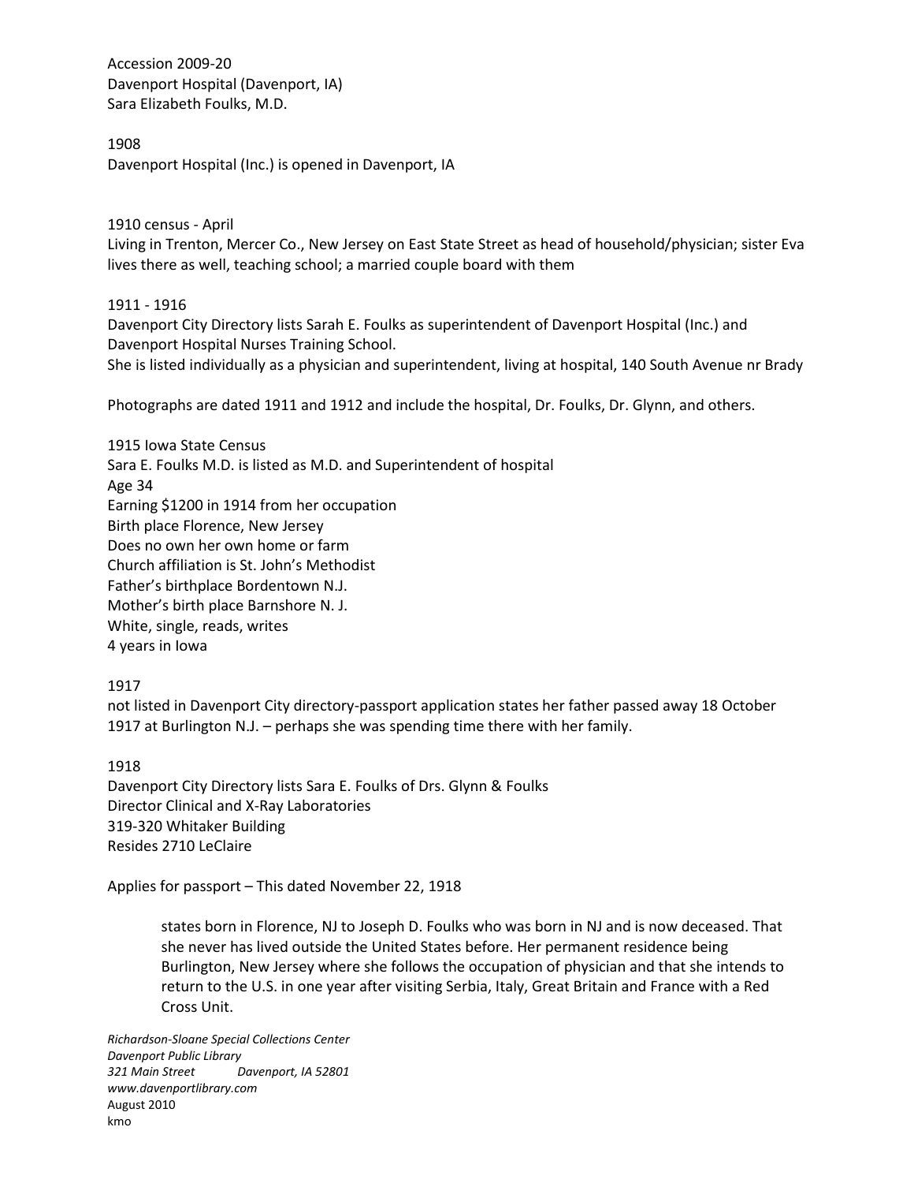Accession 2009-20
Davenport Hospital (Davenport, IA)
Sara Elizabeth Foulks, M.D.

1908
Davenport Hospital (Inc.) is opened in Davenport, IA

1910 census - April
Living in Trenton, Mercer Co., New Jersey on East State Street as head of household/physician; sister Eva lives there as well, teaching school; a married couple board with them

1911 - 1916
Davenport City Directory lists Sarah E. Foulks as superintendent of Davenport Hospital (Inc.) and Davenport Hospital Nurses Training School.
She is listed individually as a physician and superintendent, living at hospital, 140 South Avenue nr Brady

Photographs are dated 1911 and 1912 and include the hospital, Dr. Foulks, Dr. Glynn, and others.

1915 Iowa State Census
Sara E. Foulks M.D. is listed as M.D. and Superintendent of hospital
Age 34
Earning $1200 in 1914 from her occupation
Birth place Florence, New Jersey
Does no own her own home or farm
Church affiliation is St. John's Methodist
Father's birthplace Bordentown N.J.
Mother's birth place Barnshore N. J.
White, single, reads, writes
4 years in Iowa

1917
not listed in Davenport City directory-passport application states her father passed away 18 October 1917 at Burlington N.J. – perhaps she was spending time there with her family.

1918
Davenport City Directory lists Sara E. Foulks of Drs. Glynn & Foulks
Director Clinical and X-Ray Laboratories
319-320 Whitaker Building
Resides 2710 LeClaire

Applies for passport – This dated November 22, 1918

> states born in Florence, NJ to Joseph D. Foulks who was born in NJ and is now deceased. That she never has lived outside the United States before. Her permanent residence being Burlington, New Jersey where she follows the occupation of physician and that she intends to return to the U.S. in one year after visiting Serbia, Italy, Great Britain and France with a Red Cross Unit.

*Richardson-Sloane Special Collections Center*
*Davenport Public Library*
*321 Main Street Davenport, IA 52801*
*www.davenportlibrary.com*
August 2010
kmo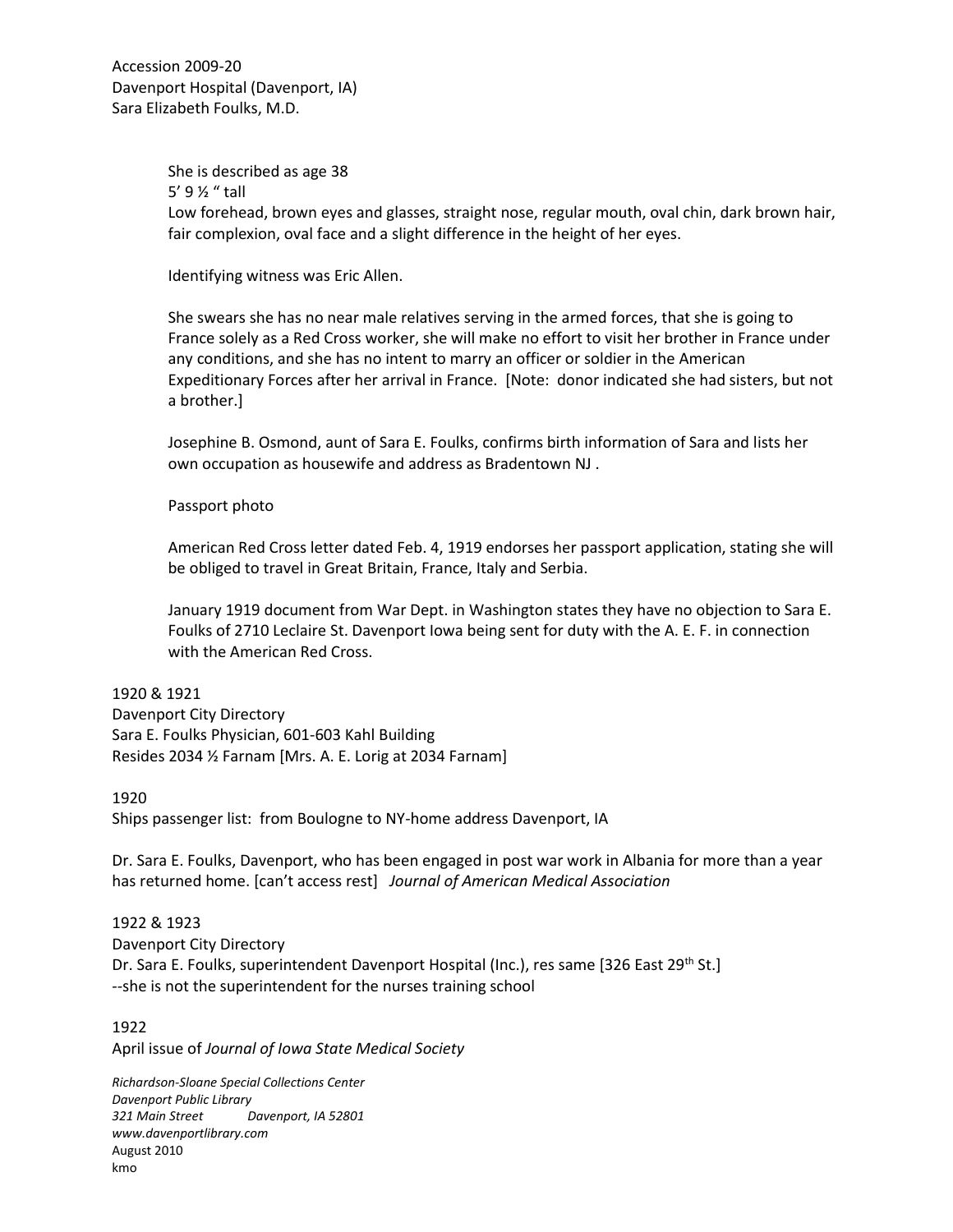She is described as age 38
5' 9 ½ " tall
Low forehead, brown eyes and glasses, straight nose, regular mouth, oval chin, dark brown hair, fair complexion, oval face and a slight difference in the height of her eyes.

Identifying witness was Eric Allen.

She swears she has no near male relatives serving in the armed forces, that she is going to France solely as a Red Cross worker, she will make no effort to visit her brother in France under any conditions, and she has no intent to marry an officer or soldier in the American Expeditionary Forces after her arrival in France. [Note: donor indicated she had sisters, but not a brother.]

Josephine B. Osmond, aunt of Sara E. Foulks, confirms birth information of Sara and lists her own occupation as housewife and address as Bradentown NJ .

Passport photo

American Red Cross letter dated Feb. 4, 1919 endorses her passport application, stating she will be obliged to travel in Great Britain, France, Italy and Serbia.

January 1919 document from War Dept. in Washington states they have no objection to Sara E. Foulks of 2710 Leclaire St. Davenport Iowa being sent for duty with the A. E. F. in connection with the American Red Cross.

1920 & 1921
Davenport City Directory
Sara E. Foulks Physician, 601-603 Kahl Building
Resides 2034 ½ Farnam [Mrs. A. E. Lorig at 2034 Farnam]

1920
Ships passenger list: from Boulogne to NY-home address Davenport, IA

Dr. Sara E. Foulks, Davenport, who has been engaged in post war work in Albania for more than a year has returned home. [can't access rest] *Journal of American Medical Association*

1922 & 1923
Davenport City Directory
Dr. Sara E. Foulks, superintendent Davenport Hospital (Inc.), res same [326 East 29th St.]
--she is not the superintendent for the nurses training school

1922
April issue of *Journal of Iowa State Medical Society*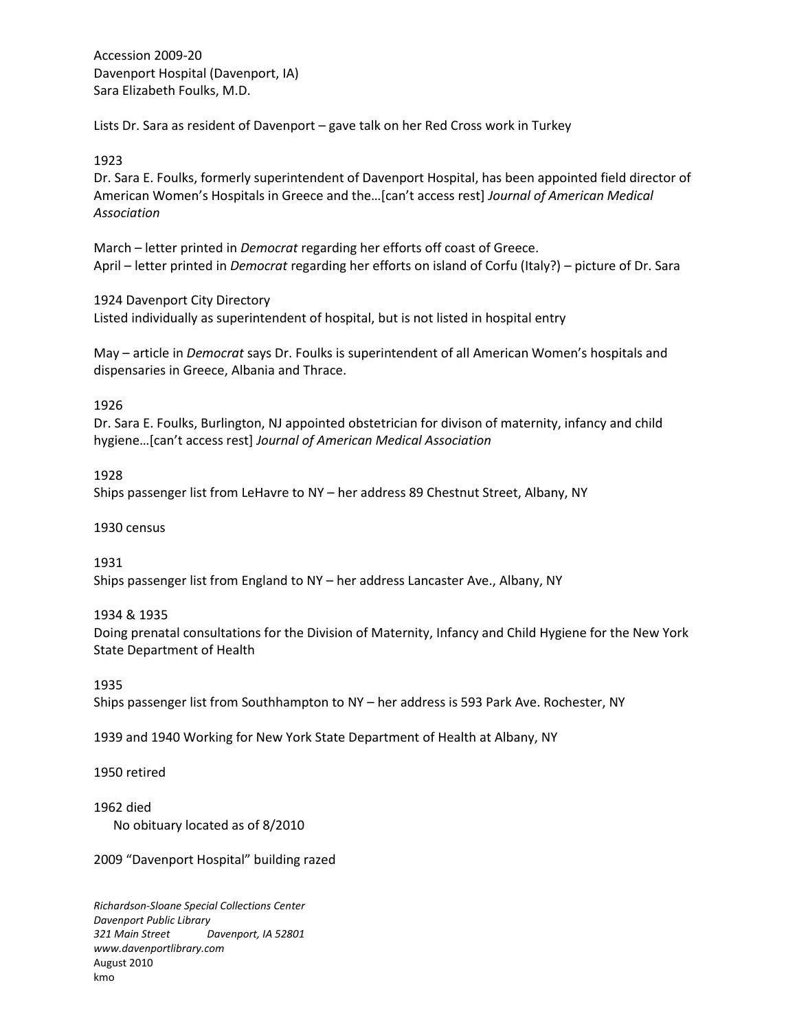Accession 2009-20
Davenport Hospital (Davenport, IA)
Sara Elizabeth Foulks, M.D.

Lists Dr. Sara as resident of Davenport – gave talk on her Red Cross work in Turkey

1923
Dr. Sara E. Foulks, formerly superintendent of Davenport Hospital, has been appointed field director of American Women's Hospitals in Greece and the…[can't access rest] *Journal of American Medical Association*

March – letter printed in *Democrat* regarding her efforts off coast of Greece.
April – letter printed in *Democrat* regarding her efforts on island of Corfu (Italy?) – picture of Dr. Sara

1924 Davenport City Directory
Listed individually as superintendent of hospital, but is not listed in hospital entry

May – article in *Democrat* says Dr. Foulks is superintendent of all American Women's hospitals and dispensaries in Greece, Albania and Thrace.

1926
Dr. Sara E. Foulks, Burlington, NJ appointed obstetrician for divison of maternity, infancy and child hygiene…[can't access rest] *Journal of American Medical Association*

1928
Ships passenger list from LeHavre to NY – her address 89 Chestnut Street, Albany, NY

1930 census

1931
Ships passenger list from England to NY – her address Lancaster Ave., Albany, NY

1934 & 1935
Doing prenatal consultations for the Division of Maternity, Infancy and Child Hygiene for the New York State Department of Health

1935
Ships passenger list from Southhampton to NY – her address is 593 Park Ave. Rochester, NY

1939 and 1940 Working for New York State Department of Health at Albany, NY

1950 retired

1962 died
No obituary located as of 8/2010

2009 "Davenport Hospital" building razed

*Richardson-Sloane Special Collections Center*
*Davenport Public Library*
*321 Main Street Davenport, IA 52801*
*www.davenportlibrary.com*
August 2010
kmo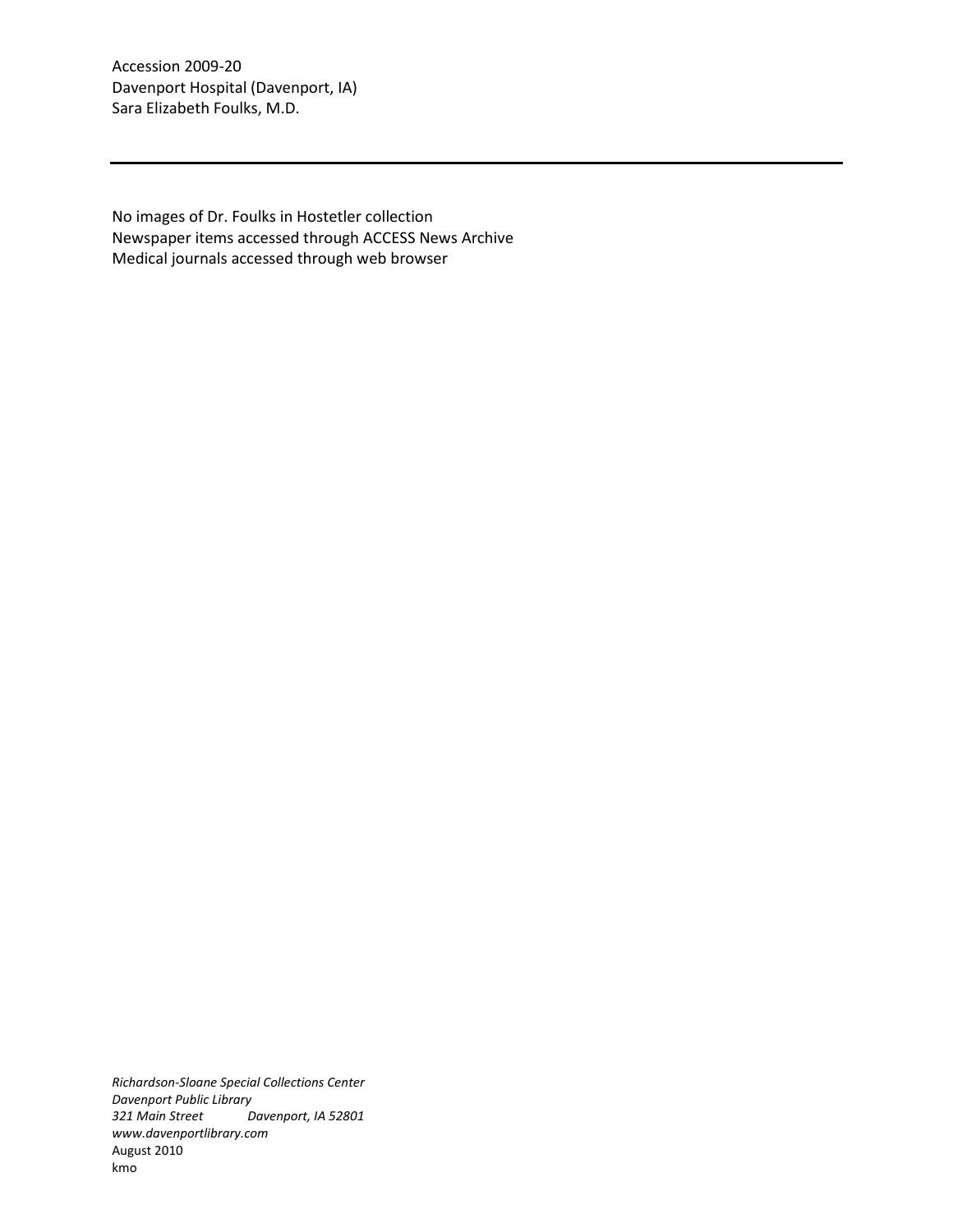Accession 2009-20
Davenport Hospital (Davenport, IA)
Sara Elizabeth Foulks, M.D.

---

No images of Dr. Foulks in Hostetler collection
Newspaper items accessed through ACCESS News Archive
Medical journals accessed through web browser

*Richardson-Sloane Special Collections Center*
*Davenport Public Library*
*321 Main Street Davenport, IA 52801*
*www.davenportlibrary.com*
August 2010
kmo